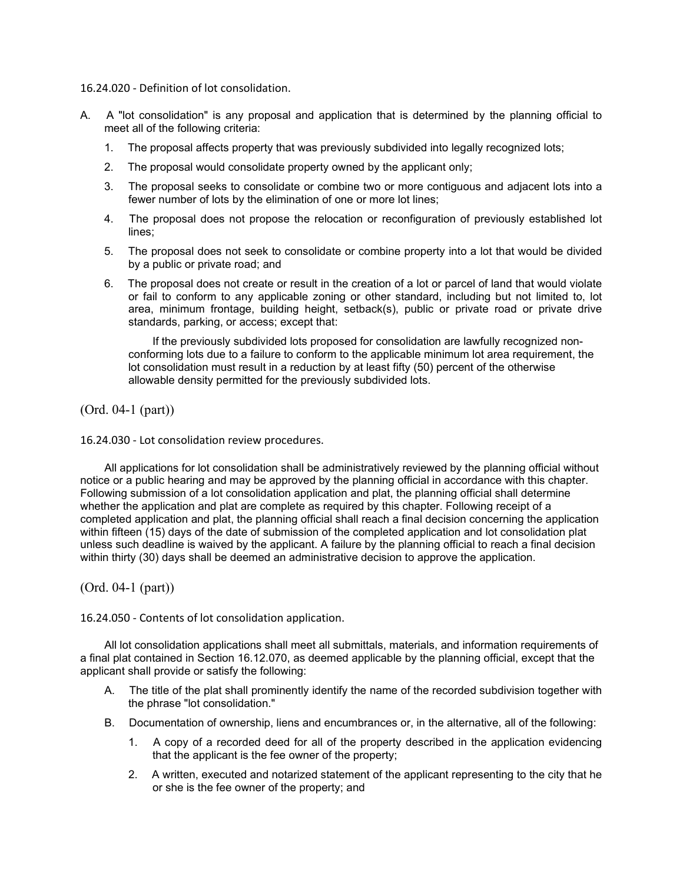### 16.24.020 - Definition of lot consolidation.

A. A "lot consolidation" is any proposal and application that is determined by the planning official to meet all of the following criteria:

   1. The proposal affects property that was previously subdivided into legally recognized lots;

   2. The proposal would consolidate property owned by the applicant only;

   3. The proposal seeks to consolidate or combine two or more contiguous and adjacent lots into a fewer number of lots by the elimination of one or more lot lines;

   4. The proposal does not propose the relocation or reconfiguration of previously established lot lines;

   5. The proposal does not seek to consolidate or combine property into a lot that would be divided by a public or private road; and

   6. The proposal does not create or result in the creation of a lot or parcel of land that would violate or fail to conform to any applicable zoning or other standard, including but not limited to, lot area, minimum frontage, building height, setback(s), public or private road or private drive standards, parking, or access; except that:

      If the previously subdivided lots proposed for consolidation are lawfully recognized non-conforming lots due to a failure to conform to the applicable minimum lot area requirement, the lot consolidation must result in a reduction by at least fifty (50) percent of the otherwise allowable density permitted for the previously subdivided lots.

(Ord. 04-1 (part))

### 16.24.030 - Lot consolidation review procedures.

All applications for lot consolidation shall be administratively reviewed by the planning official without notice or a public hearing and may be approved by the planning official in accordance with this chapter. Following submission of a lot consolidation application and plat, the planning official shall determine whether the application and plat are complete as required by this chapter. Following receipt of a completed application and plat, the planning official shall reach a final decision concerning the application within fifteen (15) days of the date of submission of the completed application and lot consolidation plat unless such deadline is waived by the applicant. A failure by the planning official to reach a final decision within thirty (30) days shall be deemed an administrative decision to approve the application.

(Ord. 04-1 (part))

### 16.24.050 - Contents of lot consolidation application.

All lot consolidation applications shall meet all submittals, materials, and information requirements of a final plat contained in Section 16.12.070, as deemed applicable by the planning official, except that the applicant shall provide or satisfy the following:

A. The title of the plat shall prominently identify the name of the recorded subdivision together with the phrase "lot consolidation."

B. Documentation of ownership, liens and encumbrances or, in the alternative, all of the following:

   1. A copy of a recorded deed for all of the property described in the application evidencing that the applicant is the fee owner of the property;

   2. A written, executed and notarized statement of the applicant representing to the city that he or she is the fee owner of the property; and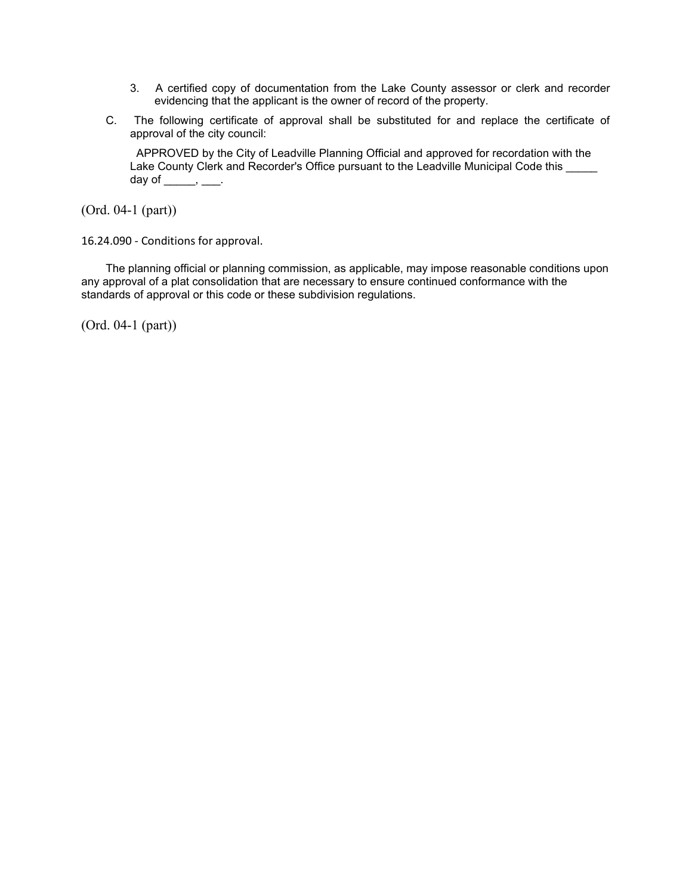3. A certified copy of documentation from the Lake County assessor or clerk and recorder evidencing that the applicant is the owner of record of the property.

C. The following certificate of approval shall be substituted for and replace the certificate of approval of the city council:

APPROVED by the City of Leadville Planning Official and approved for recordation with the Lake County Clerk and Recorder's Office pursuant to the Leadville Municipal Code this _____ day of _____, ___.

(Ord. 04-1 (part))

16.24.090 - Conditions for approval.

The planning official or planning commission, as applicable, may impose reasonable conditions upon any approval of a plat consolidation that are necessary to ensure continued conformance with the standards of approval or this code or these subdivision regulations.

(Ord. 04-1 (part))